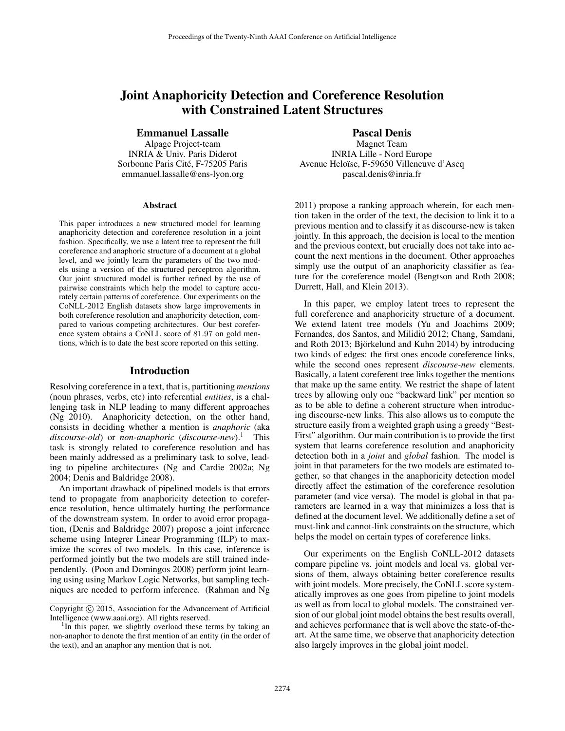# Joint Anaphoricity Detection and Coreference Resolution with Constrained Latent Structures

**Emmanuel Lassalle**
Alpage Project-team
INRIA & Univ. Paris Diderot
Sorbonne Paris Cité, F-75205 Paris
emmanuel.lassalle@ens-lyon.org

**Pascal Denis**
Magnet Team
INRIA Lille - Nord Europe
Avenue Heloïse, F-59650 Villeneuve d'Ascq
pascal.denis@inria.fr

## Abstract

This paper introduces a new structured model for learning anaphoricity detection and coreference resolution in a joint fashion. Specifically, we use a latent tree to represent the full coreference and anaphoric structure of a document at a global level, and we jointly learn the parameters of the two models using a version of the structured perceptron algorithm. Our joint structured model is further refined by the use of pairwise constraints which help the model to capture accurately certain patterns of coreference. Our experiments on the CoNLL-2012 English datasets show large improvements in both coreference resolution and anaphoricity detection, compared to various competing architectures. Our best coreference system obtains a CoNLL score of 81.97 on gold mentions, which is to date the best score reported on this setting.

## Introduction

Resolving coreference in a text, that is, partitioning *mentions* (noun phrases, verbs, etc) into referential *entities*, is a challenging task in NLP leading to many different approaches (Ng 2010). Anaphoricity detection, on the other hand, consists in deciding whether a mention is *anaphoric* (aka *discourse-old*) or *non-anaphoric* (*discourse-new*).[1] This task is strongly related to coreference resolution and has been mainly addressed as a preliminary task to solve, leading to pipeline architectures (Ng and Cardie 2002a; Ng 2004; Denis and Baldridge 2008).

An important drawback of pipelined models is that errors tend to propagate from anaphoricity detection to coreference resolution, hence ultimately hurting the performance of the downstream system. In order to avoid error propagation, (Denis and Baldridge 2007) propose a joint inference scheme using Integrer Linear Programming (ILP) to maximize the scores of two models. In this case, inference is performed jointly but the two models are still trained independently. (Poon and Domingos 2008) perform joint learning using using Markov Logic Networks, but sampling techniques are needed to perform inference. (Rahman and Ng 2011) propose a ranking approach wherein, for each mention taken in the order of the text, the decision to link it to a previous mention and to classify it as discourse-new is taken jointly. In this approach, the decision is local to the mention and the previous context, but crucially does not take into account the next mentions in the document. Other approaches simply use the output of an anaphoricity classifier as feature for the coreference model (Bengtson and Roth 2008; Durrett, Hall, and Klein 2013).

In this paper, we employ latent trees to represent the full coreference and anaphoricity structure of a document. We extend latent tree models (Yu and Joachims 2009; Fernandes, dos Santos, and Milidiú 2012; Chang, Samdani, and Roth 2013; Björkelund and Kuhn 2014) by introducing two kinds of edges: the first ones encode coreference links, while the second ones represent *discourse-new* elements. Basically, a latent coreferent tree links together the mentions that make up the same entity. We restrict the shape of latent trees by allowing only one "backward link" per mention so as to be able to define a coherent structure when introducing discourse-new links. This also allows us to compute the structure easily from a weighted graph using a greedy "Best-First" algorithm. Our main contribution is to provide the first system that learns coreference resolution and anaphoricity detection both in a *joint* and *global* fashion. The model is joint in that parameters for the two models are estimated together, so that changes in the anaphoricity detection model directly affect the estimation of the coreference resolution parameter (and vice versa). The model is global in that parameters are learned in a way that minimizes a loss that is defined at the document level. We additionally define a set of must-link and cannot-link constraints on the structure, which helps the model on certain types of coreference links.

Our experiments on the English CoNLL-2012 datasets compare pipeline vs. joint models and local vs. global versions of them, always obtaining better coreference results with joint models. More precisely, the CoNLL score systematically improves as one goes from pipeline to joint models as well as from local to global models. The constrained version of our global joint model obtains the best results overall, and achieves performance that is well above the state-of-the-art. At the same time, we observe that anaphoricity detection also largely improves in the global joint model.

[1] In this paper, we slightly overload these terms by taking an non-anaphor to denote the first mention of an entity (in the order of the text), and an anaphor any mention that is not.

Copyright © 2015, Association for the Advancement of Artificial Intelligence (www.aaai.org). All rights reserved.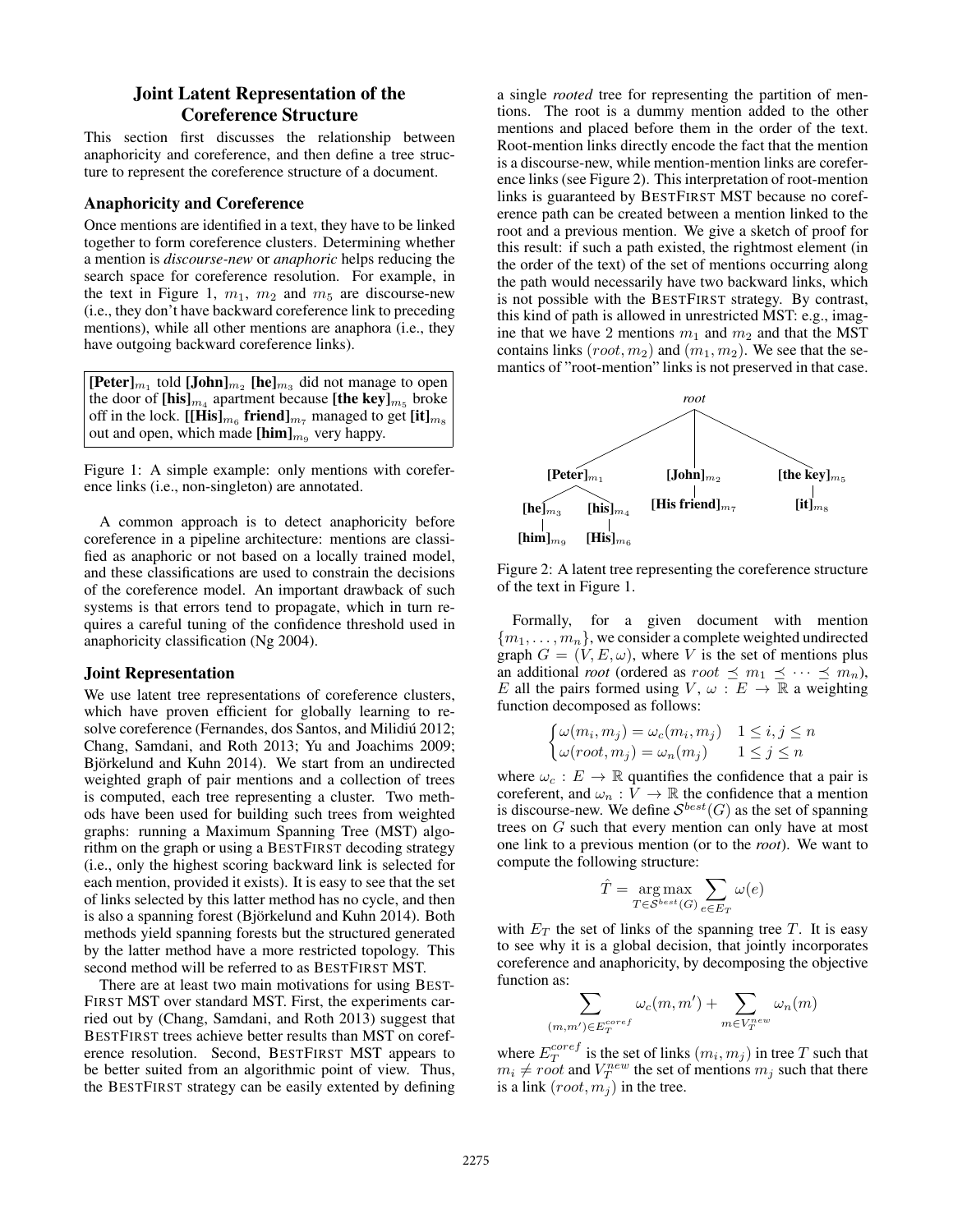## Joint Latent Representation of the Coreference Structure

This section first discusses the relationship between anaphoricity and coreference, and then define a tree structure to represent the coreference structure of a document.

### Anaphoricity and Coreference

Once mentions are identified in a text, they have to be linked together to form coreference clusters. Determining whether a mention is *discourse-new* or *anaphoric* helps reducing the search space for coreference resolution. For example, in the text in Figure 1, $m_1$, $m_2$ and $m_5$ are discourse-new (i.e., they don't have backward coreference link to preceding mentions), while all other mentions are anaphora (i.e., they have outgoing backward coreference links).

> **[Peter]**$_{m_1}$ told **[John]**$_{m_2}$ **[he]**$_{m_3}$ did not manage to open the door of **[his]**$_{m_4}$ apartment because **[the key]**$_{m_5}$ broke off in the lock. **[[His]**$_{m_6}$ **friend]**$_{m_7}$ managed to get **[it]**$_{m_8}$ out and open, which made **[him]**$_{m_9}$ very happy.

Figure 1: A simple example: only mentions with coreference links (i.e., non-singleton) are annotated.

A common approach is to detect anaphoricity before coreference in a pipeline architecture: mentions are classified as anaphoric or not based on a locally trained model, and these classifications are used to constrain the decisions of the coreference model. An important drawback of such systems is that errors tend to propagate, which in turn requires a careful tuning of the confidence threshold used in anaphoricity classification (Ng 2004).

### Joint Representation

We use latent tree representations of coreference clusters, which have proven efficient for globally learning to resolve coreference (Fernandes, dos Santos, and Milidiú 2012; Chang, Samdani, and Roth 2013; Yu and Joachims 2009; Björkelund and Kuhn 2014). We start from an undirected weighted graph of pair mentions and a collection of trees is computed, each tree representing a cluster. Two methods have been used for building such trees from weighted graphs: running a Maximum Spanning Tree (MST) algorithm on the graph or using a BESTFIRST decoding strategy (i.e., only the highest scoring backward link is selected for each mention, provided it exists). It is easy to see that the set of links selected by this latter method has no cycle, and then is also a spanning forest (Björkelund and Kuhn 2014). Both methods yield spanning forests but the structured generated by the latter method have a more restricted topology. This second method will be referred to as BESTFIRST MST.

There are at least two main motivations for using BESTFIRST MST over standard MST. First, the experiments carried out by (Chang, Samdani, and Roth 2013) suggest that BESTFIRST trees achieve better results than MST on coreference resolution. Second, BESTFIRST MST appears to be better suited from an algorithmic point of view. Thus, the BESTFIRST strategy can be easily extented by defining a single *rooted* tree for representing the partition of mentions. The root is a dummy mention added to the other mentions and placed before them in the order of the text. Root-mention links directly encode the fact that the mention is a discourse-new, while mention-mention links are coreference links (see Figure 2). This interpretation of root-mention links is guaranteed by BESTFIRST MST because no coreference path can be created between a mention linked to the root and a previous mention. We give a sketch of proof for this result: if such a path existed, the rightmost element (in the order of the text) of the set of mentions occurring along the path would necessarily have two backward links, which is not possible with the BESTFIRST strategy. By contrast, this kind of path is allowed in unrestricted MST: e.g., imagine that we have 2 mentions $m_1$ and $m_2$ and that the MST contains links $(root, m_2)$ and $(m_1, m_2)$. We see that the semantics of "root-mention" links is not preserved in that case.

```
                          root
          /                 |                 \
   [Peter]m1            [John]m2          [the key]m5
    /       \               |                  |
 [he]m3   [his]m4     [His friend]m7        [it]m8
   |         |
 [him]m9  [His]m6
```

Figure 2: A latent tree representing the coreference structure of the text in Figure 1.

Formally, for a given document with mention $\{m_1, \ldots, m_n\}$, we consider a complete weighted undirected graph $G = (V, E, \omega)$, where $V$ is the set of mentions plus an additional *root* (ordered as $root \preceq m_1 \preceq \cdots \preceq m_n$), $E$ all the pairs formed using $V$, $\omega : E \to \mathbb{R}$ a weighting function decomposed as follows:

$$\begin{cases} \omega(m_i, m_j) = \omega_c(m_i, m_j) & 1 \leq i, j \leq n \\ \omega(root, m_j) = \omega_n(m_j) & 1 \leq j \leq n \end{cases}$$

where $\omega_c : E \to \mathbb{R}$ quantifies the confidence that a pair is coreferent, and $\omega_n : V \to \mathbb{R}$ the confidence that a mention is discourse-new. We define $\mathcal{S}^{best}(G)$ as the set of spanning trees on $G$ such that every mention can only have at most one link to a previous mention (or to the *root*). We want to compute the following structure:

$$\hat{T} = \underset{T \in \mathcal{S}^{best}(G)}{\arg\max} \sum_{e \in E_T} \omega(e)$$

with $E_T$ the set of links of the spanning tree $T$. It is easy to see why it is a global decision, that jointly incorporates coreference and anaphoricity, by decomposing the objective function as:

$$\sum_{(m,m') \in E_T^{coref}} \omega_c(m, m') + \sum_{m \in V_T^{new}} \omega_n(m)$$

where $E_T^{coref}$ is the set of links $(m_i, m_j)$ in tree $T$ such that $m_i \neq root$ and $V_T^{new}$ the set of mentions $m_j$ such that there is a link $(root, m_j)$ in the tree.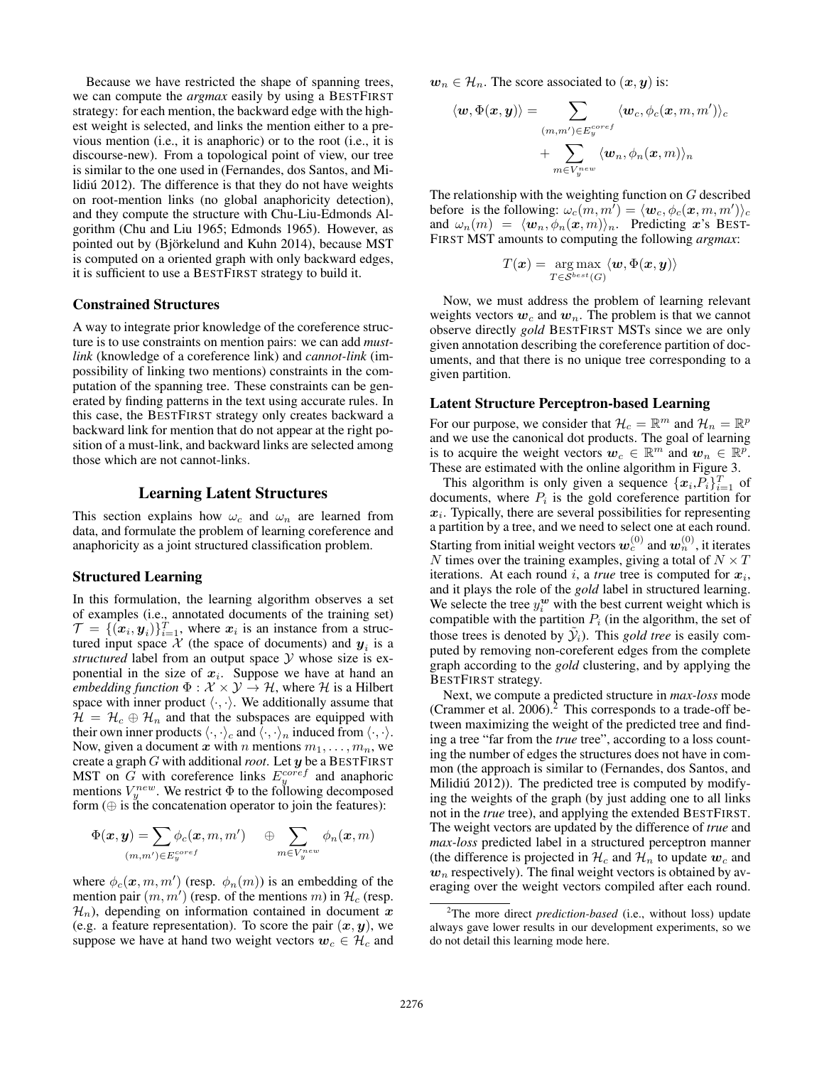Because we have restricted the shape of spanning trees, we can compute the *argmax* easily by using a BESTFIRST strategy: for each mention, the backward edge with the highest weight is selected, and links the mention either to a previous mention (i.e., it is anaphoric) or to the root (i.e., it is discourse-new). From a topological point of view, our tree is similar to the one used in (Fernandes, dos Santos, and Milidiú 2012). The difference is that they do not have weights on root-mention links (no global anaphoricity detection), and they compute the structure with Chu-Liu-Edmonds Algorithm (Chu and Liu 1965; Edmonds 1965). However, as pointed out by (Björkelund and Kuhn 2014), because MST is computed on a oriented graph with only backward edges, it is sufficient to use a BESTFIRST strategy to build it.

### Constrained Structures

A way to integrate prior knowledge of the coreference structure is to use constraints on mention pairs: we can add *must-link* (knowledge of a coreference link) and *cannot-link* (impossibility of linking two mentions) constraints in the computation of the spanning tree. These constraints can be generated by finding patterns in the text using accurate rules. In this case, the BESTFIRST strategy only creates backward a backward link for mention that do not appear at the right position of a must-link, and backward links are selected among those which are not cannot-links.

## Learning Latent Structures

This section explains how $\omega_c$ and $\omega_n$ are learned from data, and formulate the problem of learning coreference and anaphoricity as a joint structured classification problem.

### Structured Learning

In this formulation, the learning algorithm observes a set of examples (i.e., annotated documents of the training set) $\mathcal{T} = \{(\boldsymbol{x}_i, \boldsymbol{y}_i)\}_{i=1}^{T}$, where $\boldsymbol{x}_i$ is an instance from a structured input space $\mathcal{X}$ (the space of documents) and $\boldsymbol{y}_i$ is a *structured* label from an output space $\mathcal{Y}$ whose size is exponential in the size of $\boldsymbol{x}_i$. Suppose we have at hand an *embedding function* $\Phi : \mathcal{X} \times \mathcal{Y} \rightarrow \mathcal{H}$, where $\mathcal{H}$ is a Hilbert space with inner product $\langle \cdot, \cdot \rangle$. We additionally assume that $\mathcal{H} = \mathcal{H}_c \oplus \mathcal{H}_n$ and that the subspaces are equipped with their own inner products $\langle \cdot, \cdot \rangle_c$ and $\langle \cdot, \cdot \rangle_n$ induced from $\langle \cdot, \cdot \rangle$. Now, given a document $\boldsymbol{x}$ with $n$ mentions $m_1, \ldots, m_n$, we create a graph $G$ with additional *root*. Let $\boldsymbol{y}$ be a BESTFIRST MST on $G$ with coreference links $E_y^{coref}$ and anaphoric mentions $V_y^{new}$. We restrict $\Phi$ to the following decomposed form ($\oplus$ is the concatenation operator to join the features):

$$\Phi(\boldsymbol{x}, \boldsymbol{y}) = \sum_{(m,m') \in E_y^{coref}} \phi_c(\boldsymbol{x}, m, m') \quad \oplus \sum_{m \in V_y^{new}} \phi_n(\boldsymbol{x}, m)$$

where $\phi_c(\boldsymbol{x}, m, m')$ (resp. $\phi_n(m)$) is an embedding of the mention pair $(m, m')$ (resp. of the mentions $m$) in $\mathcal{H}_c$ (resp. $\mathcal{H}_n$), depending on information contained in document $\boldsymbol{x}$ (e.g. a feature representation). To score the pair $(\boldsymbol{x}, \boldsymbol{y})$, we suppose we have at hand two weight vectors $\boldsymbol{w}_c \in \mathcal{H}_c$ and $\boldsymbol{w}_n \in \mathcal{H}_n$. The score associated to $(\boldsymbol{x}, \boldsymbol{y})$ is:

$$\langle \boldsymbol{w}, \Phi(\boldsymbol{x}, \boldsymbol{y}) \rangle = \sum_{(m,m') \in E_y^{coref}} \langle \boldsymbol{w}_c, \phi_c(\boldsymbol{x}, m, m') \rangle_c + \sum_{m \in V_y^{new}} \langle \boldsymbol{w}_n, \phi_n(\boldsymbol{x}, m) \rangle_n$$

The relationship with the weighting function on $G$ described before is the following: $\omega_c(m, m') = \langle \boldsymbol{w}_c, \phi_c(\boldsymbol{x}, m, m') \rangle_c$ and $\omega_n(m) = \langle \boldsymbol{w}_n, \phi_n(\boldsymbol{x}, m) \rangle_n$. Predicting $\boldsymbol{x}$'s BESTFIRST MST amounts to computing the following *argmax*:

$$T(\boldsymbol{x}) = \underset{T \in \mathcal{S}^{best}(G)}{\arg\max} \langle \boldsymbol{w}, \Phi(\boldsymbol{x}, \boldsymbol{y}) \rangle$$

Now, we must address the problem of learning relevant weights vectors $\boldsymbol{w}_c$ and $\boldsymbol{w}_n$. The problem is that we cannot observe directly *gold* BESTFIRST MSTs since we are only given annotation describing the coreference partition of documents, and that there is no unique tree corresponding to a given partition.

### Latent Structure Perceptron-based Learning

For our purpose, we consider that $\mathcal{H}_c = \mathbb{R}^m$ and $\mathcal{H}_n = \mathbb{R}^p$ and we use the canonical dot products. The goal of learning is to acquire the weight vectors $\boldsymbol{w}_c \in \mathbb{R}^m$ and $\boldsymbol{w}_n \in \mathbb{R}^p$. These are estimated with the online algorithm in Figure 3.

This algorithm is only given a sequence $\{\boldsymbol{x}_i, P_i\}_{i=1}^{T}$ of documents, where $P_i$ is the gold coreference partition for $\boldsymbol{x}_i$. Typically, there are several possibilities for representing a partition by a tree, and we need to select one at each round. Starting from initial weight vectors $\boldsymbol{w}_c^{(0)}$ and $\boldsymbol{w}_n^{(0)}$, it iterates $N$ times over the training examples, giving a total of $N \times T$ iterations. At each round $i$, a *true* tree is computed for $\boldsymbol{x}_i$, and it plays the role of the *gold* label in structured learning. We selecte the tree $y_i^{\boldsymbol{w}}$ with the best current weight which is compatible with the partition $P_i$ (in the algorithm, the set of those trees is denoted by $\tilde{\mathcal{Y}}_i$). This *gold tree* is easily computed by removing non-coreferent edges from the complete graph according to the *gold* clustering, and by applying the BESTFIRST strategy.

Next, we compute a predicted structure in *max-loss* mode (Crammer et al. 2006).[2] This corresponds to a trade-off between maximizing the weight of the predicted tree and finding a tree "far from the *true* tree", according to a loss counting the number of edges the structures does not have in common (the approach is similar to (Fernandes, dos Santos, and Milidiú 2012)). The predicted tree is computed by modifying the weights of the graph (by just adding one to all links not in the *true* tree), and applying the extended BESTFIRST. The weight vectors are updated by the difference of *true* and *max-loss* predicted label in a structured perceptron manner (the difference is projected in $\mathcal{H}_c$ and $\mathcal{H}_n$ to update $\boldsymbol{w}_c$ and $\boldsymbol{w}_n$ respectively). The final weight vectors is obtained by averaging over the weight vectors compiled after each round.

[2] The more direct *prediction-based* (i.e., without loss) update always gave lower results in our development experiments, so we do not detail this learning mode here.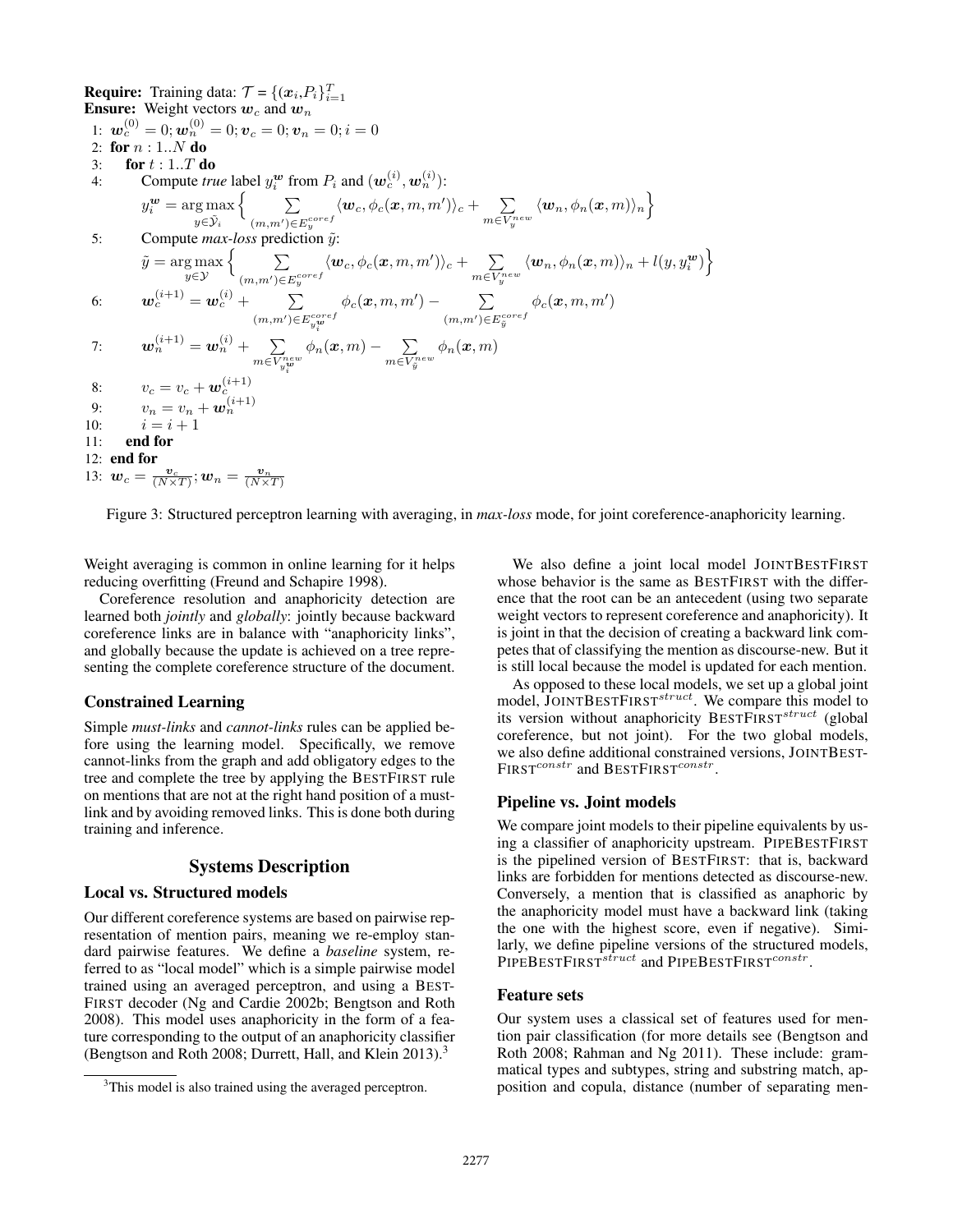**Require:** Training data: $\mathcal{T} = \{(\boldsymbol{x}_i, P_i\}_{i=1}^T$
**Ensure:** Weight vectors $\boldsymbol{w}_c$ and $\boldsymbol{w}_n$

1: $\boldsymbol{w}_c^{(0)} = 0; \boldsymbol{w}_n^{(0)} = 0; \boldsymbol{v}_c = 0; \boldsymbol{v}_n = 0; i = 0$
2: **for** $n : 1..N$ **do**
3: **for** $t : 1..T$ **do**
4: Compute *true* label $y_i^{\boldsymbol{w}}$ from $P_i$ and $(\boldsymbol{w}_c^{(i)}, \boldsymbol{w}_n^{(i)})$:
$$y_i^{\boldsymbol{w}} = \arg\max_{y \in \tilde{\mathcal{Y}}_i} \Big\{ \sum_{(m,m') \in E_y^{coref}} \langle \boldsymbol{w}_c, \phi_c(\boldsymbol{x}, m, m') \rangle_c + \sum_{m \in V_y^{new}} \langle \boldsymbol{w}_n, \phi_n(\boldsymbol{x}, m) \rangle_n \Big\}$$
5: Compute *max-loss* prediction $\tilde{y}$:
$$\tilde{y} = \arg\max_{y \in \mathcal{Y}} \Big\{ \sum_{(m,m') \in E_y^{coref}} \langle \boldsymbol{w}_c, \phi_c(\boldsymbol{x}, m, m') \rangle_c + \sum_{m \in V_y^{new}} \langle \boldsymbol{w}_n, \phi_n(\boldsymbol{x}, m) \rangle_n + l(y, y_i^{\boldsymbol{w}}) \Big\}$$
6: $$\boldsymbol{w}_c^{(i+1)} = \boldsymbol{w}_c^{(i)} + \sum_{(m,m') \in E_{y_i^{\boldsymbol{w}}}^{coref}} \phi_c(\boldsymbol{x}, m, m') - \sum_{(m,m') \in E_{\tilde{y}}^{coref}} \phi_c(\boldsymbol{x}, m, m')$$
7: $$\boldsymbol{w}_n^{(i+1)} = \boldsymbol{w}_n^{(i)} + \sum_{m \in V_{y_i^{\boldsymbol{w}}}^{new}} \phi_n(\boldsymbol{x}, m) - \sum_{m \in V_{\tilde{y}}^{new}} \phi_n(\boldsymbol{x}, m)$$
8: $v_c = v_c + \boldsymbol{w}_c^{(i+1)}$
9: $v_n = v_n + \boldsymbol{w}_n^{(i+1)}$
10: $i = i + 1$
11: **end for**
12: **end for**
13: $\boldsymbol{w}_c = \frac{\boldsymbol{v}_c}{(N \times T)}; \boldsymbol{w}_n = \frac{\boldsymbol{v}_n}{(N \times T)}$

Figure 3: Structured perceptron learning with averaging, in *max-loss* mode, for joint coreference-anaphoricity learning.

Weight averaging is common in online learning for it helps reducing overfitting (Freund and Schapire 1998).

Coreference resolution and anaphoricity detection are learned both *jointly* and *globally*: jointly because backward coreference links are in balance with "anaphoricity links", and globally because the update is achieved on a tree representing the complete coreference structure of the document.

### Constrained Learning

Simple *must-links* and *cannot-links* rules can be applied before using the learning model. Specifically, we remove cannot-links from the graph and add obligatory edges to the tree and complete the tree by applying the BESTFIRST rule on mentions that are not at the right hand position of a must-link and by avoiding removed links. This is done both during training and inference.

## Systems Description

### Local vs. Structured models

Our different coreference systems are based on pairwise representation of mention pairs, meaning we re-employ standard pairwise features. We define a *baseline* system, referred to as "local model" which is a simple pairwise model trained using an averaged perceptron, and using a BESTFIRST decoder (Ng and Cardie 2002b; Bengtson and Roth 2008). This model uses anaphoricity in the form of a feature corresponding to the output of an anaphoricity classifier (Bengtson and Roth 2008; Durrett, Hall, and Klein 2013).[3]

[3]This model is also trained using the averaged perceptron.

We also define a joint local model JOINTBESTFIRST whose behavior is the same as BESTFIRST with the difference that the root can be an antecedent (using two separate weight vectors to represent coreference and anaphoricity). It is joint in that the decision of creating a backward link competes that of classifying the mention as discourse-new. But it is still local because the model is updated for each mention.

As opposed to these local models, we set up a global joint model, JOINTBESTFIRST$^{struct}$. We compare this model to its version without anaphoricity BESTFIRST$^{struct}$ (global coreference, but not joint). For the two global models, we also define additional constrained versions, JOINTBESTFIRST$^{constr}$ and BESTFIRST$^{constr}$.

### Pipeline vs. Joint models

We compare joint models to their pipeline equivalents by using a classifier of anaphoricity upstream. PIPEBESTFIRST is the pipelined version of BESTFIRST: that is, backward links are forbidden for mentions detected as discourse-new. Conversely, a mention that is classified as anaphoric by the anaphoricity model must have a backward link (taking the one with the highest score, even if negative). Similarly, we define pipeline versions of the structured models, PIPEBESTFIRST$^{struct}$ and PIPEBESTFIRST$^{constr}$.

### Feature sets

Our system uses a classical set of features used for mention pair classification (for more details see (Bengtson and Roth 2008; Rahman and Ng 2011). These include: grammatical types and subtypes, string and substring match, apposition and copula, distance (number of separating men-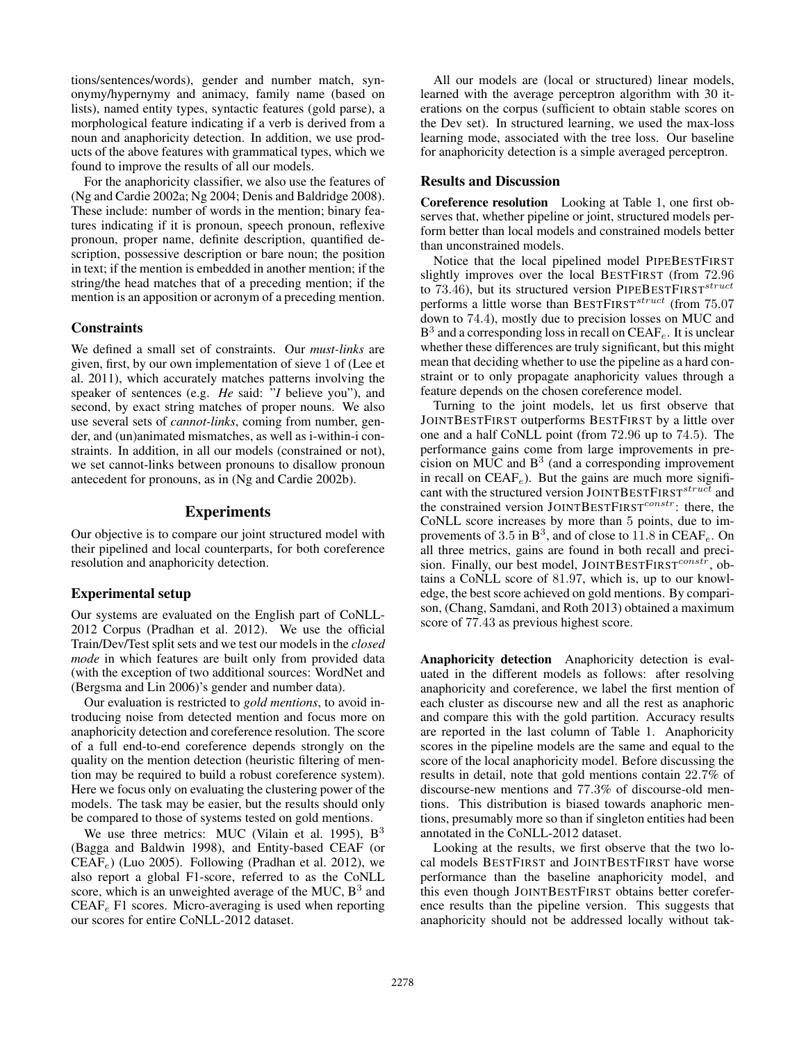tions/sentences/words), gender and number match, synonymy/hypernymy and animacy, family name (based on lists), named entity types, syntactic features (gold parse), a morphological feature indicating if a verb is derived from a noun and anaphoricity detection. In addition, we use products of the above features with grammatical types, which we found to improve the results of all our models.

For the anaphoricity classifier, we also use the features of (Ng and Cardie 2002a; Ng 2004; Denis and Baldridge 2008). These include: number of words in the mention; binary features indicating if it is pronoun, speech pronoun, reflexive pronoun, proper name, definite description, quantified description, possessive description or bare noun; the position in text; if the mention is embedded in another mention; if the string/the head matches that of a preceding mention; if the mention is an apposition or acronym of a preceding mention.

### Constraints

We defined a small set of constraints. Our *must-links* are given, first, by our own implementation of sieve 1 of (Lee et al. 2011), which accurately matches patterns involving the speaker of sentences (e.g. *He* said: "*I* believe you"), and second, by exact string matches of proper nouns. We also use several sets of *cannot-links*, coming from number, gender, and (un)animated mismatches, as well as i-within-i constraints. In addition, in all our models (constrained or not), we set cannot-links between pronouns to disallow pronoun antecedent for pronouns, as in (Ng and Cardie 2002b).

## Experiments

Our objective is to compare our joint structured model with their pipelined and local counterparts, for both coreference resolution and anaphoricity detection.

### Experimental setup

Our systems are evaluated on the English part of CoNLL-2012 Corpus (Pradhan et al. 2012). We use the official Train/Dev/Test split sets and we test our models in the *closed mode* in which features are built only from provided data (with the exception of two additional sources: WordNet and (Bergsma and Lin 2006)'s gender and number data).

Our evaluation is restricted to *gold mentions*, to avoid introducing noise from detected mention and focus more on anaphoricity detection and coreference resolution. The score of a full end-to-end coreference depends strongly on the quality on the mention detection (heuristic filtering of mention may be required to build a robust coreference system). Here we focus only on evaluating the clustering power of the models. The task may be easier, but the results should only be compared to those of systems tested on gold mentions.

We use three metrics: MUC (Vilain et al. 1995), $B^3$ (Bagga and Baldwin 1998), and Entity-based CEAF (or $CEAF_e$) (Luo 2005). Following (Pradhan et al. 2012), we also report a global F1-score, referred to as the CoNLL score, which is an unweighted average of the MUC, $B^3$ and $CEAF_e$ F1 scores. Micro-averaging is used when reporting our scores for entire CoNLL-2012 dataset.

All our models are (local or structured) linear models, learned with the average perceptron algorithm with 30 iterations on the corpus (sufficient to obtain stable scores on the Dev set). In structured learning, we used the max-loss learning mode, associated with the tree loss. Our baseline for anaphoricity detection is a simple averaged perceptron.

### Results and Discussion

**Coreference resolution** Looking at Table 1, one first observes that, whether pipeline or joint, structured models perform better than local models and constrained models better than unconstrained models.

Notice that the local pipelined model PIPEBESTFIRST slightly improves over the local BESTFIRST (from 72.96 to 73.46), but its structured version PIPEBESTFIRST$^{struct}$ performs a little worse than BESTFIRST$^{struct}$ (from 75.07 down to 74.4), mostly due to precision losses on MUC and $B^3$ and a corresponding loss in recall on $CEAF_e$. It is unclear whether these differences are truly significant, but this might mean that deciding whether to use the pipeline as a hard constraint or to only propagate anaphoricity values through a feature depends on the chosen coreference model.

Turning to the joint models, let us first observe that JOINTBESTFIRST outperforms BESTFIRST by a little over one and a half CoNLL point (from 72.96 to 74.5). The performance gains come from large improvements in precision on MUC and $B^3$ (and a corresponding improvement in recall on $CEAF_e$). But the gains are much more significant with the structured version JOINTBESTFIRST$^{struct}$ and the constrained version JOINTBESTFIRST$^{constr}$: there, the CoNLL score increases by more than 5 points, due to improvements of 3.5 in $B^3$, and of close to 11.8 in $CEAF_e$. On all three metrics, gains are found in both recall and precision. Finally, our best model, JOINTBESTFIRST$^{constr}$, obtains a CoNLL score of 81.97, which is, up to our knowledge, the best score achieved on gold mentions. By comparison, (Chang, Samdani, and Roth 2013) obtained a maximum score of 77.43 as previous highest score.

**Anaphoricity detection** Anaphoricity detection is evaluated in the different models as follows: after resolving anaphoricity and coreference, we label the first mention of each cluster as discourse new and all the rest as anaphoric and compare this with the gold partition. Accuracy results are reported in the last column of Table 1. Anaphoricity scores in the pipeline models are the same and equal to the score of the local anaphoricity model. Before discussing the results in detail, note that gold mentions contain 22.7% of discourse-new mentions and 77.3% of discourse-old mentions. This distribution is biased towards anaphoric mentions, presumably more so than if singleton entities had been annotated in the CoNLL-2012 dataset.

Looking at the results, we first observe that the two local models BESTFIRST and JOINTBESTFIRST have worse performance than the baseline anaphoricity model, and this even though JOINTBESTFIRST obtains better coreference results than the pipeline version. This suggests that anaphoricity should not be addressed locally without tak-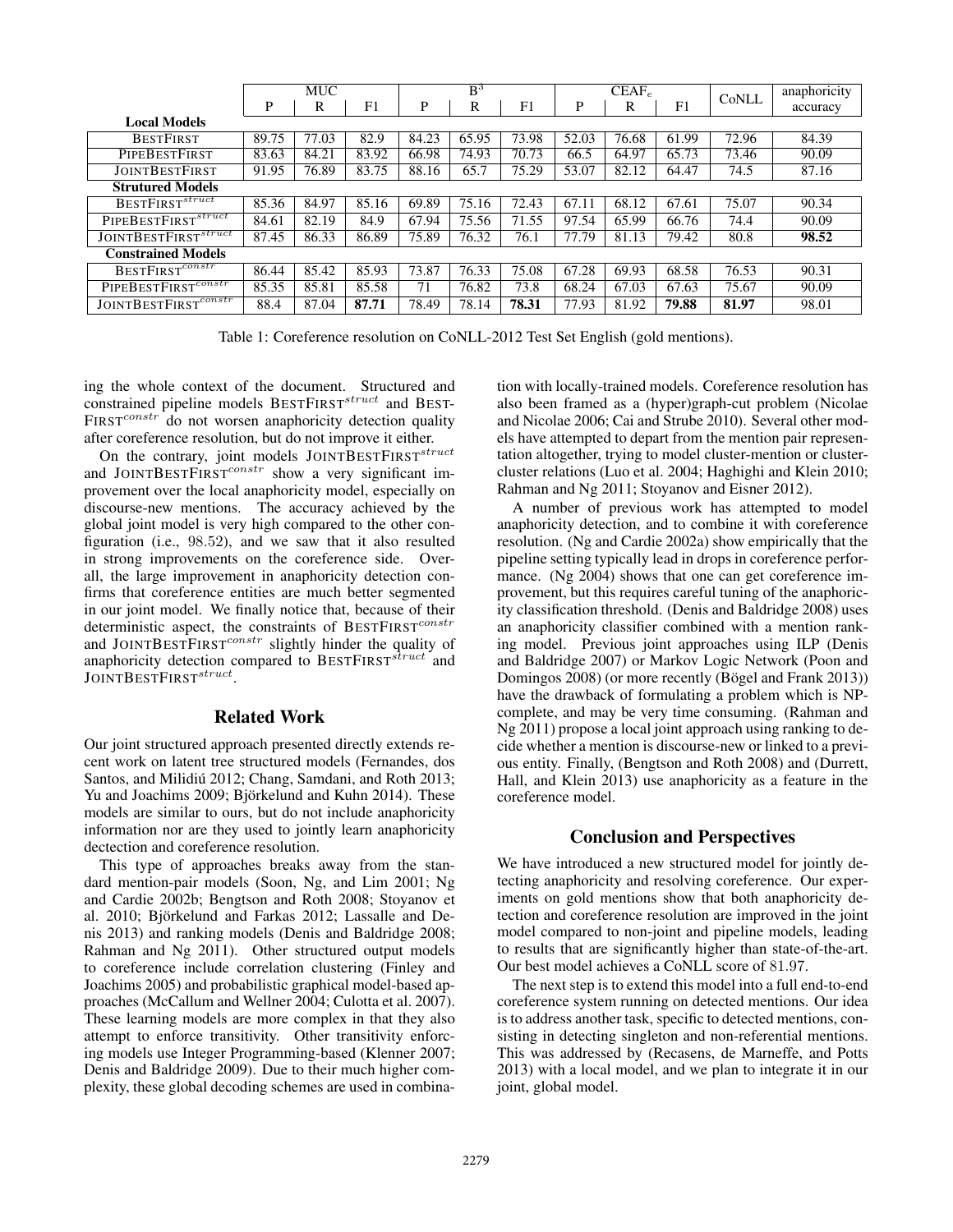| | MUC | | | B$^3$ | | | CEAF$_e$ | | | CoNLL | anaphoricity accuracy |
|---|---|---|---|---|---|---|---|---|---|---|---|
| | P | R | F1 | P | R | F1 | P | R | F1 | | |
| **Local Models** | | | | | | | | | | | |
| BESTFIRST | 89.75 | 77.03 | 82.9 | 84.23 | 65.95 | 73.98 | 52.03 | 76.68 | 61.99 | 72.96 | 84.39 |
| PIPEBESTFIRST | 83.63 | 84.21 | 83.92 | 66.98 | 74.93 | 70.73 | 66.5 | 64.97 | 65.73 | 73.46 | 90.09 |
| JOINTBESTFIRST | 91.95 | 76.89 | 83.75 | 88.16 | 65.7 | 75.29 | 53.07 | 82.12 | 64.47 | 74.5 | 87.16 |
| **Strutured Models** | | | | | | | | | | | |
| BESTFIRST$^{struct}$ | 85.36 | 84.97 | 85.16 | 69.89 | 75.16 | 72.43 | 67.11 | 68.12 | 67.61 | 75.07 | 90.34 |
| PIPEBESTFIRST$^{struct}$ | 84.61 | 82.19 | 84.9 | 67.94 | 75.56 | 71.55 | 97.54 | 65.99 | 66.76 | 74.4 | 90.09 |
| JOINTBESTFIRST$^{struct}$ | 87.45 | 86.33 | 86.89 | 75.89 | 76.32 | 76.1 | 77.79 | 81.13 | 79.42 | 80.8 | **98.52** |
| **Constrained Models** | | | | | | | | | | | |
| BESTFIRST$^{constr}$ | 86.44 | 85.42 | 85.93 | 73.87 | 76.33 | 75.08 | 67.28 | 69.93 | 68.58 | 76.53 | 90.31 |
| PIPEBESTFIRST$^{constr}$ | 85.35 | 85.81 | 85.58 | 71 | 76.82 | 73.8 | 68.24 | 67.03 | 67.63 | 75.67 | 90.09 |
| JOINTBESTFIRST$^{constr}$ | 88.4 | 87.04 | **87.71** | 78.49 | 78.14 | **78.31** | 77.93 | 81.92 | **79.88** | **81.97** | 98.01 |

Table 1: Coreference resolution on CoNLL-2012 Test Set English (gold mentions).

ing the whole context of the document. Structured and constrained pipeline models BESTFIRST$^{struct}$ and BESTFIRST$^{constr}$ do not worsen anaphoricity detection quality after coreference resolution, but do not improve it either.

On the contrary, joint models JOINTBESTFIRST$^{struct}$ and JOINTBESTFIRST$^{constr}$ show a very significant improvement over the local anaphoricity model, especially on discourse-new mentions. The accuracy achieved by the global joint model is very high compared to the other configuration (i.e., $98.52$), and we saw that it also resulted in strong improvements on the coreference side. Overall, the large improvement in anaphoricity detection confirms that coreference entities are much better segmented in our joint model. We finally notice that, because of their deterministic aspect, the constraints of BESTFIRST$^{constr}$ and JOINTBESTFIRST$^{constr}$ slightly hinder the quality of anaphoricity detection compared to BESTFIRST$^{struct}$ and JOINTBESTFIRST$^{struct}$.

## Related Work

Our joint structured approach presented directly extends recent work on latent tree structured models (Fernandes, dos Santos, and Milidiú 2012; Chang, Samdani, and Roth 2013; Yu and Joachims 2009; Björkelund and Kuhn 2014). These models are similar to ours, but do not include anaphoricity information nor are they used to jointly learn anaphoricity dectection and coreference resolution.

This type of approaches breaks away from the standard mention-pair models (Soon, Ng, and Lim 2001; Ng and Cardie 2002b; Bengtson and Roth 2008; Stoyanov et al. 2010; Björkelund and Farkas 2012; Lassalle and Denis 2013) and ranking models (Denis and Baldridge 2008; Rahman and Ng 2011). Other structured output models to coreference include correlation clustering (Finley and Joachims 2005) and probabilistic graphical model-based approaches (McCallum and Wellner 2004; Culotta et al. 2007). These learning models are more complex in that they also attempt to enforce transitivity. Other transitivity enforcing models use Integer Programming-based (Klenner 2007; Denis and Baldridge 2009). Due to their much higher complexity, these global decoding schemes are used in combination with locally-trained models. Coreference resolution has also been framed as a (hyper)graph-cut problem (Nicolae and Nicolae 2006; Cai and Strube 2010). Several other models have attempted to depart from the mention pair representation altogether, trying to model cluster-mention or cluster-cluster relations (Luo et al. 2004; Haghighi and Klein 2010; Rahman and Ng 2011; Stoyanov and Eisner 2012).

A number of previous work has attempted to model anaphoricity detection, and to combine it with coreference resolution. (Ng and Cardie 2002a) show empirically that the pipeline setting typically lead in drops in coreference performance. (Ng 2004) shows that one can get coreference improvement, but this requires careful tuning of the anaphoricity classification threshold. (Denis and Baldridge 2008) uses an anaphoricity classifier combined with a mention ranking model. Previous joint approaches using ILP (Denis and Baldridge 2007) or Markov Logic Network (Poon and Domingos 2008) (or more recently (Bögel and Frank 2013)) have the drawback of formulating a problem which is NP-complete, and may be very time consuming. (Rahman and Ng 2011) propose a local joint approach using ranking to decide whether a mention is discourse-new or linked to a previous entity. Finally, (Bengtson and Roth 2008) and (Durrett, Hall, and Klein 2013) use anaphoricity as a feature in the coreference model.

## Conclusion and Perspectives

We have introduced a new structured model for jointly detecting anaphoricity and resolving coreference. Our experiments on gold mentions show that both anaphoricity detection and coreference resolution are improved in the joint model compared to non-joint and pipeline models, leading to results that are significantly higher than state-of-the-art. Our best model achieves a CoNLL score of $81.97$.

The next step is to extend this model into a full end-to-end coreference system running on detected mentions. Our idea is to address another task, specific to detected mentions, consisting in detecting singleton and non-referential mentions. This was addressed by (Recasens, de Marneffe, and Potts 2013) with a local model, and we plan to integrate it in our joint, global model.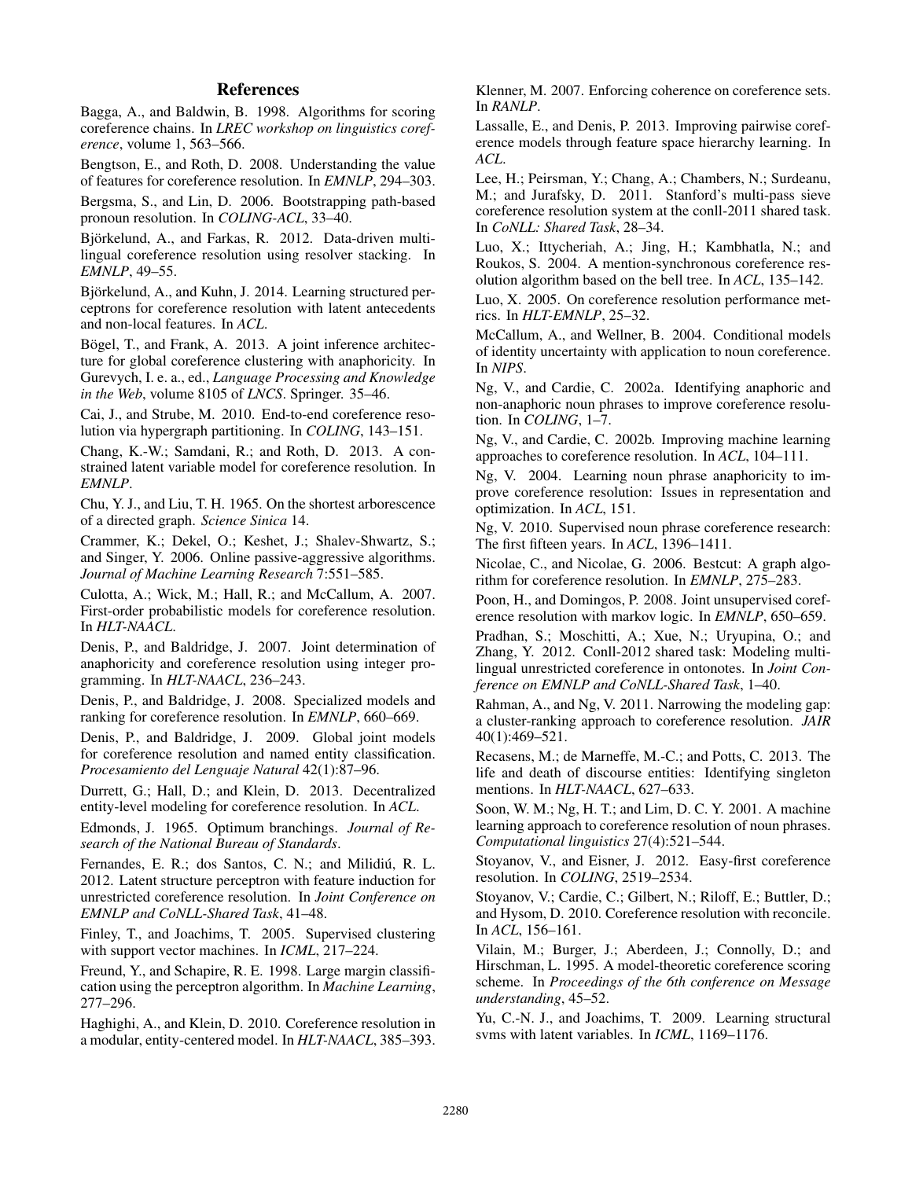# References

Bagga, A., and Baldwin, B. 1998. Algorithms for scoring coreference chains. In *LREC workshop on linguistics coreference*, volume 1, 563–566.

Bengtson, E., and Roth, D. 2008. Understanding the value of features for coreference resolution. In *EMNLP*, 294–303.

Bergsma, S., and Lin, D. 2006. Bootstrapping path-based pronoun resolution. In *COLING-ACL*, 33–40.

Björkelund, A., and Farkas, R. 2012. Data-driven multilingual coreference resolution using resolver stacking. In *EMNLP*, 49–55.

Björkelund, A., and Kuhn, J. 2014. Learning structured perceptrons for coreference resolution with latent antecedents and non-local features. In *ACL*.

Bögel, T., and Frank, A. 2013. A joint inference architecture for global coreference clustering with anaphoricity. In Gurevych, I. e. a., ed., *Language Processing and Knowledge in the Web*, volume 8105 of *LNCS*. Springer. 35–46.

Cai, J., and Strube, M. 2010. End-to-end coreference resolution via hypergraph partitioning. In *COLING*, 143–151.

Chang, K.-W.; Samdani, R.; and Roth, D. 2013. A constrained latent variable model for coreference resolution. In *EMNLP*.

Chu, Y. J., and Liu, T. H. 1965. On the shortest arborescence of a directed graph. *Science Sinica* 14.

Crammer, K.; Dekel, O.; Keshet, J.; Shalev-Shwartz, S.; and Singer, Y. 2006. Online passive-aggressive algorithms. *Journal of Machine Learning Research* 7:551–585.

Culotta, A.; Wick, M.; Hall, R.; and McCallum, A. 2007. First-order probabilistic models for coreference resolution. In *HLT-NAACL*.

Denis, P., and Baldridge, J. 2007. Joint determination of anaphoricity and coreference resolution using integer programming. In *HLT-NAACL*, 236–243.

Denis, P., and Baldridge, J. 2008. Specialized models and ranking for coreference resolution. In *EMNLP*, 660–669.

Denis, P., and Baldridge, J. 2009. Global joint models for coreference resolution and named entity classification. *Procesamiento del Lenguaje Natural* 42(1):87–96.

Durrett, G.; Hall, D.; and Klein, D. 2013. Decentralized entity-level modeling for coreference resolution. In *ACL*.

Edmonds, J. 1965. Optimum branchings. *Journal of Research of the National Bureau of Standards*.

Fernandes, E. R.; dos Santos, C. N.; and Milidiú, R. L. 2012. Latent structure perceptron with feature induction for unrestricted coreference resolution. In *Joint Conference on EMNLP and CoNLL-Shared Task*, 41–48.

Finley, T., and Joachims, T. 2005. Supervised clustering with support vector machines. In *ICML*, 217–224.

Freund, Y., and Schapire, R. E. 1998. Large margin classification using the perceptron algorithm. In *Machine Learning*, 277–296.

Haghighi, A., and Klein, D. 2010. Coreference resolution in a modular, entity-centered model. In *HLT-NAACL*, 385–393.

Klenner, M. 2007. Enforcing coherence on coreference sets. In *RANLP*.

Lassalle, E., and Denis, P. 2013. Improving pairwise coreference models through feature space hierarchy learning. In *ACL*.

Lee, H.; Peirsman, Y.; Chang, A.; Chambers, N.; Surdeanu, M.; and Jurafsky, D. 2011. Stanford's multi-pass sieve coreference resolution system at the conll-2011 shared task. In *CoNLL: Shared Task*, 28–34.

Luo, X.; Ittycheriah, A.; Jing, H.; Kambhatla, N.; and Roukos, S. 2004. A mention-synchronous coreference resolution algorithm based on the bell tree. In *ACL*, 135–142.

Luo, X. 2005. On coreference resolution performance metrics. In *HLT-EMNLP*, 25–32.

McCallum, A., and Wellner, B. 2004. Conditional models of identity uncertainty with application to noun coreference. In *NIPS*.

Ng, V., and Cardie, C. 2002a. Identifying anaphoric and non-anaphoric noun phrases to improve coreference resolution. In *COLING*, 1–7.

Ng, V., and Cardie, C. 2002b. Improving machine learning approaches to coreference resolution. In *ACL*, 104–111.

Ng, V. 2004. Learning noun phrase anaphoricity to improve coreference resolution: Issues in representation and optimization. In *ACL*, 151.

Ng, V. 2010. Supervised noun phrase coreference research: The first fifteen years. In *ACL*, 1396–1411.

Nicolae, C., and Nicolae, G. 2006. Bestcut: A graph algorithm for coreference resolution. In *EMNLP*, 275–283.

Poon, H., and Domingos, P. 2008. Joint unsupervised coreference resolution with markov logic. In *EMNLP*, 650–659.

Pradhan, S.; Moschitti, A.; Xue, N.; Uryupina, O.; and Zhang, Y. 2012. Conll-2012 shared task: Modeling multilingual unrestricted coreference in ontonotes. In *Joint Conference on EMNLP and CoNLL-Shared Task*, 1–40.

Rahman, A., and Ng, V. 2011. Narrowing the modeling gap: a cluster-ranking approach to coreference resolution. *JAIR* 40(1):469–521.

Recasens, M.; de Marneffe, M.-C.; and Potts, C. 2013. The life and death of discourse entities: Identifying singleton mentions. In *HLT-NAACL*, 627–633.

Soon, W. M.; Ng, H. T.; and Lim, D. C. Y. 2001. A machine learning approach to coreference resolution of noun phrases. *Computational linguistics* 27(4):521–544.

Stoyanov, V., and Eisner, J. 2012. Easy-first coreference resolution. In *COLING*, 2519–2534.

Stoyanov, V.; Cardie, C.; Gilbert, N.; Riloff, E.; Buttler, D.; and Hysom, D. 2010. Coreference resolution with reconcile. In *ACL*, 156–161.

Vilain, M.; Burger, J.; Aberdeen, J.; Connolly, D.; and Hirschman, L. 1995. A model-theoretic coreference scoring scheme. In *Proceedings of the 6th conference on Message understanding*, 45–52.

Yu, C.-N. J., and Joachims, T. 2009. Learning structural svms with latent variables. In *ICML*, 1169–1176.